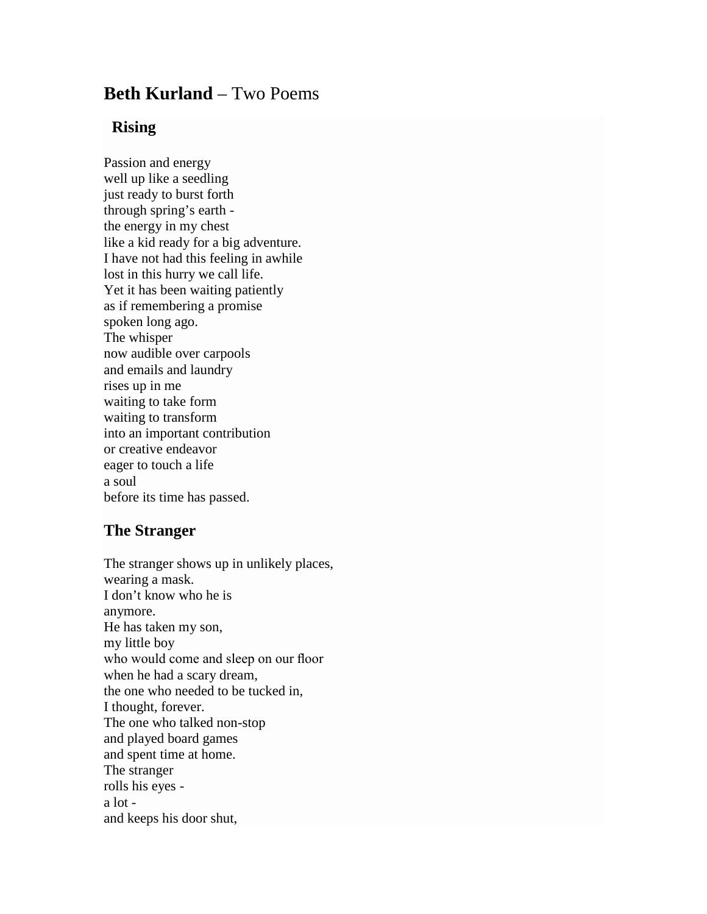# **Beth Kurland** – Two Poems

## Rising

Passion and energy  
well up like a seedling  
just ready to burst forth  
through spring's earth -  
the energy in my chest  
like a kid ready for a big adventure.  
I have not had this feeling in awhile  
lost in this hurry we call life.  
Yet it has been waiting patiently  
as if remembering a promise  
spoken long ago.  
The whisper  
now audible over carpools  
and emails and laundry  
rises up in me  
waiting to take form  
waiting to transform  
into an important contribution  
or creative endeavor  
eager to touch a life  
a soul  
before its time has passed.

## The Stranger

The stranger shows up in unlikely places,  
wearing a mask.  
I don't know who he is  
anymore.  
He has taken my son,  
my little boy  
who would come and sleep on our floor  
when he had a scary dream,  
the one who needed to be tucked in,  
I thought, forever.  
The one who talked non-stop  
and played board games  
and spent time at home.  
The stranger  
rolls his eyes -  
a lot -  
and keeps his door shut,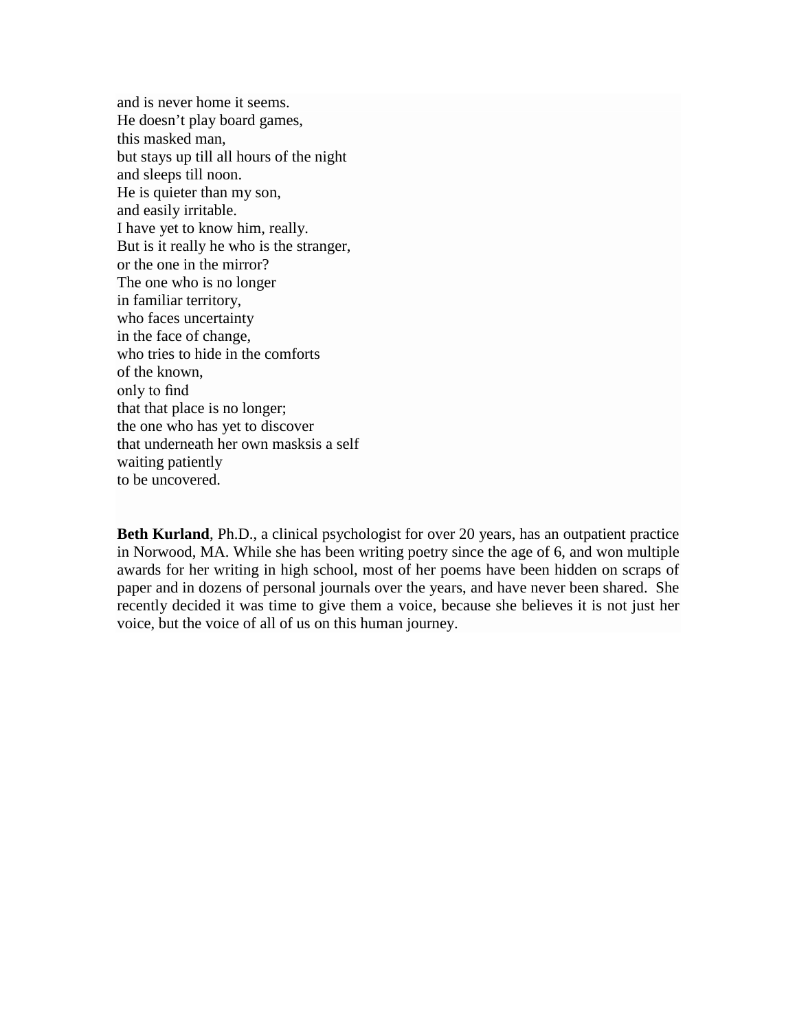and is never home it seems.  
He doesn't play board games,  
this masked man,  
but stays up till all hours of the night  
and sleeps till noon.  
He is quieter than my son,  
and easily irritable.  
I have yet to know him, really.  
But is it really he who is the stranger,  
or the one in the mirror?  
The one who is no longer  
in familiar territory,  
who faces uncertainty  
in the face of change,  
who tries to hide in the comforts  
of the known,  
only to find  
that that place is no longer;  
the one who has yet to discover  
that underneath her own masksis a self  
waiting patiently  
to be uncovered.

**Beth Kurland**, Ph.D., a clinical psychologist for over 20 years, has an outpatient practice in Norwood, MA. While she has been writing poetry since the age of 6, and won multiple awards for her writing in high school, most of her poems have been hidden on scraps of paper and in dozens of personal journals over the years, and have never been shared. She recently decided it was time to give them a voice, because she believes it is not just her voice, but the voice of all of us on this human journey.